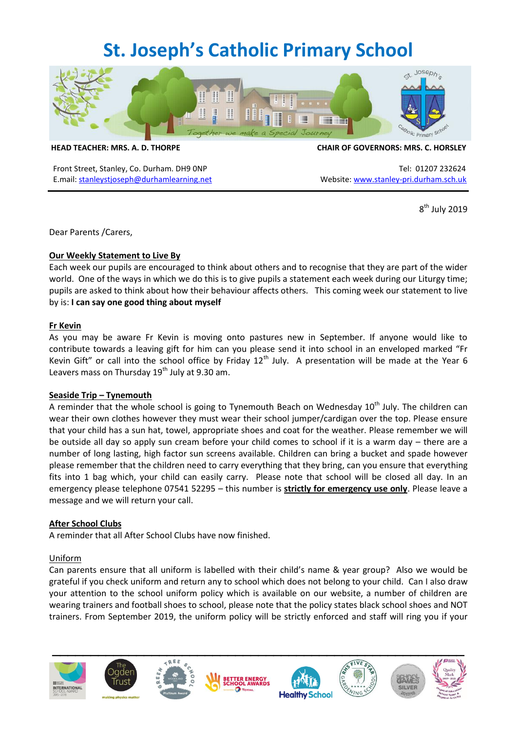# St. Joseph's Catholic Primary School

**HEAD TEACHER: MRS. A. D. THORPE** **CHAIR OF GOVERNORS: MRS. C. HORSLEY**

Front Street, Stanley, Co. Durham. DH9 0NP
E.mail: stanleystjoseph@durhamlearning.net

Tel: 01207 232624
Website: www.stanley-pri.durham.sch.uk

8th July 2019

Dear Parents /Carers,

**Our Weekly Statement to Live By**

Each week our pupils are encouraged to think about others and to recognise that they are part of the wider world. One of the ways in which we do this is to give pupils a statement each week during our Liturgy time; pupils are asked to think about how their behaviour affects others. This coming week our statement to live by is: **I can say one good thing about myself**

**Fr Kevin**

As you may be aware Fr Kevin is moving onto pastures new in September. If anyone would like to contribute towards a leaving gift for him can you please send it into school in an enveloped marked "Fr Kevin Gift" or call into the school office by Friday 12th July. A presentation will be made at the Year 6 Leavers mass on Thursday 19th July at 9.30 am.

**Seaside Trip – Tynemouth**

A reminder that the whole school is going to Tynemouth Beach on Wednesday 10th July. The children can wear their own clothes however they must wear their school jumper/cardigan over the top. Please ensure that your child has a sun hat, towel, appropriate shoes and coat for the weather. Please remember we will be outside all day so apply sun cream before your child comes to school if it is a warm day – there are a number of long lasting, high factor sun screens available. Children can bring a bucket and spade however please remember that the children need to carry everything that they bring, can you ensure that everything fits into 1 bag which, your child can easily carry. Please note that school will be closed all day. In an emergency please telephone 07541 52295 – this number is **strictly for emergency use only**. Please leave a message and we will return your call.

**After School Clubs**

A reminder that all After School Clubs have now finished.

Uniform

Can parents ensure that all uniform is labelled with their child's name & year group? Also we would be grateful if you check uniform and return any to school which does not belong to your child. Can I also draw your attention to the school uniform policy which is available on our website, a number of children are wearing trainers and football shoes to school, please note that the policy states black school shoes and NOT trainers. From September 2019, the uniform policy will be strictly enforced and staff will ring you if your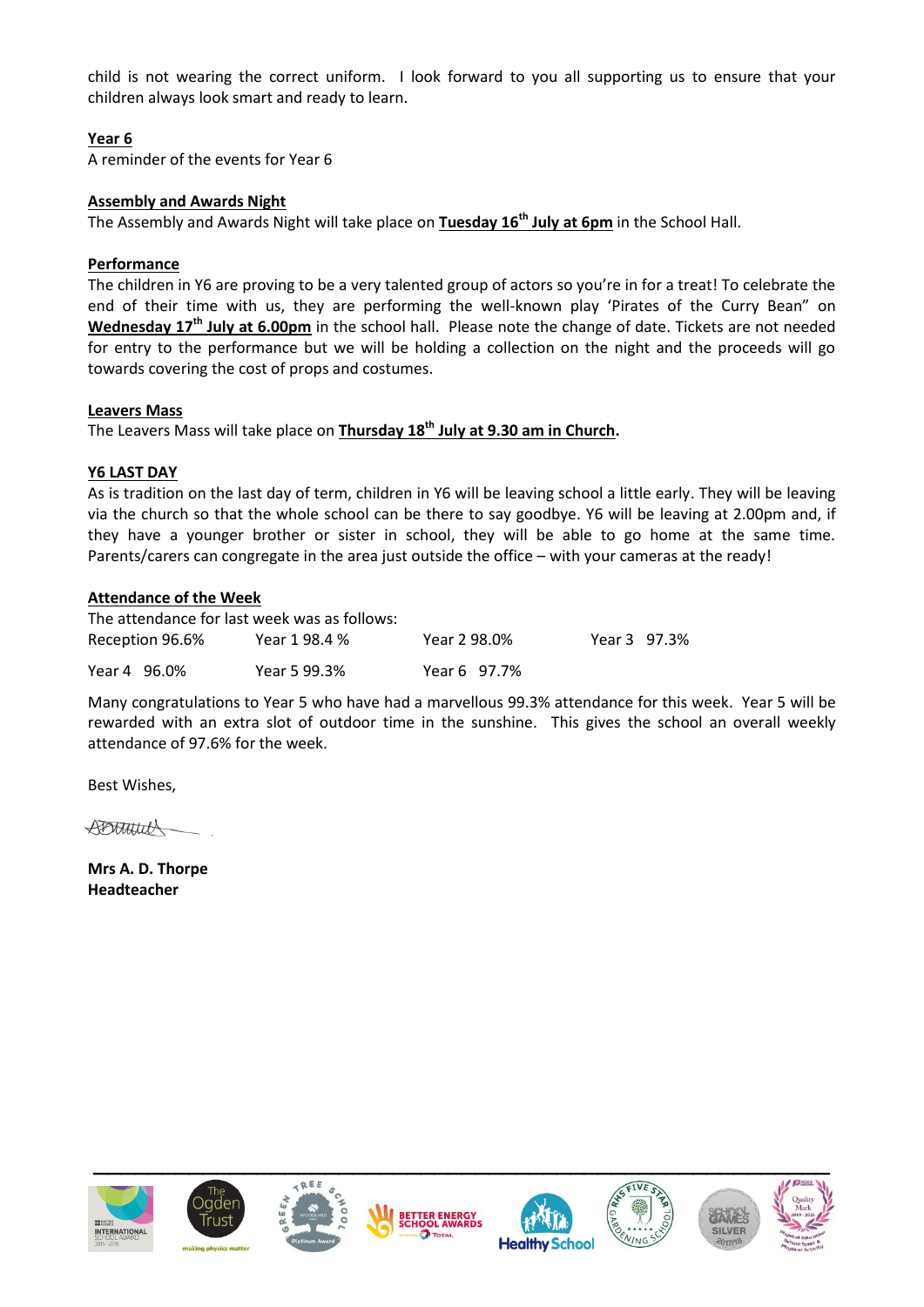child is not wearing the correct uniform. I look forward to you all supporting us to ensure that your children always look smart and ready to learn.

**Year 6**

A reminder of the events for Year 6

**Assembly and Awards Night**

The Assembly and Awards Night will take place on **Tuesday 16th July at 6pm** in the School Hall.

**Performance**

The children in Y6 are proving to be a very talented group of actors so you're in for a treat! To celebrate the end of their time with us, they are performing the well-known play 'Pirates of the Curry Bean" on **Wednesday 17th July at 6.00pm** in the school hall. Please note the change of date. Tickets are not needed for entry to the performance but we will be holding a collection on the night and the proceeds will go towards covering the cost of props and costumes.

**Leavers Mass**

The Leavers Mass will take place on **Thursday 18th July at 9.30 am in Church.**

**Y6 LAST DAY**

As is tradition on the last day of term, children in Y6 will be leaving school a little early. They will be leaving via the church so that the whole school can be there to say goodbye. Y6 will be leaving at 2.00pm and, if they have a younger brother or sister in school, they will be able to go home at the same time. Parents/carers can congregate in the area just outside the office – with your cameras at the ready!

**Attendance of the Week**

The attendance for last week was as follows:

| | | | |
|---|---|---|---|
| Reception 96.6% | Year 1 98.4 % | Year 2 98.0% | Year 3 97.3% |
| Year 4 96.0% | Year 5 99.3% | Year 6 97.7% | |

Many congratulations to Year 5 who have had a marvellous 99.3% attendance for this week. Year 5 will be rewarded with an extra slot of outdoor time in the sunshine. This gives the school an overall weekly attendance of 97.6% for the week.

Best Wishes,

**Mrs A. D. Thorpe**
**Headteacher**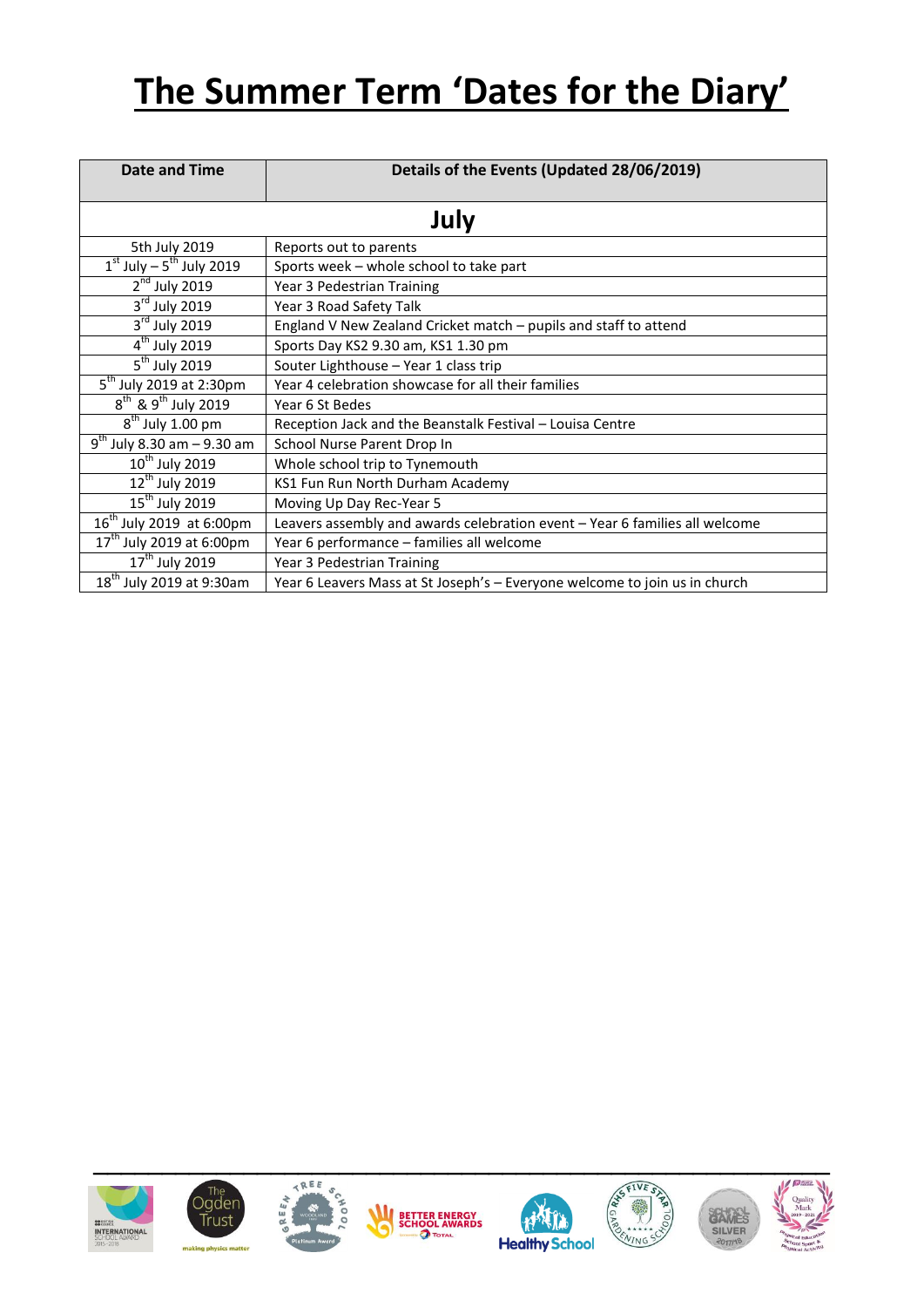# The Summer Term 'Dates for the Diary'

| Date and Time | Details of the Events (Updated 28/06/2019) |
|---|---|
| **July** | |
| 5th July 2019 | Reports out to parents |
| 1st July – 5th July 2019 | Sports week – whole school to take part |
| 2nd July 2019 | Year 3 Pedestrian Training |
| 3rd July 2019 | Year 3 Road Safety Talk |
| 3rd July 2019 | England V New Zealand Cricket match – pupils and staff to attend |
| 4th July 2019 | Sports Day KS2 9.30 am, KS1 1.30 pm |
| 5th July 2019 | Souter Lighthouse – Year 1 class trip |
| 5th July 2019 at 2:30pm | Year 4 celebration showcase for all their families |
| 8th & 9th July 2019 | Year 6 St Bedes |
| 8th July 1.00 pm | Reception Jack and the Beanstalk Festival – Louisa Centre |
| 9th July 8.30 am – 9.30 am | School Nurse Parent Drop In |
| 10th July 2019 | Whole school trip to Tynemouth |
| 12th July 2019 | KS1 Fun Run North Durham Academy |
| 15th July 2019 | Moving Up Day Rec-Year 5 |
| 16th July 2019 at 6:00pm | Leavers assembly and awards celebration event – Year 6 families all welcome |
| 17th July 2019 at 6:00pm | Year 6 performance – families all welcome |
| 17th July 2019 | Year 3 Pedestrian Training |
| 18th July 2019 at 9:30am | Year 6 Leavers Mass at St Joseph's – Everyone welcome to join us in church |